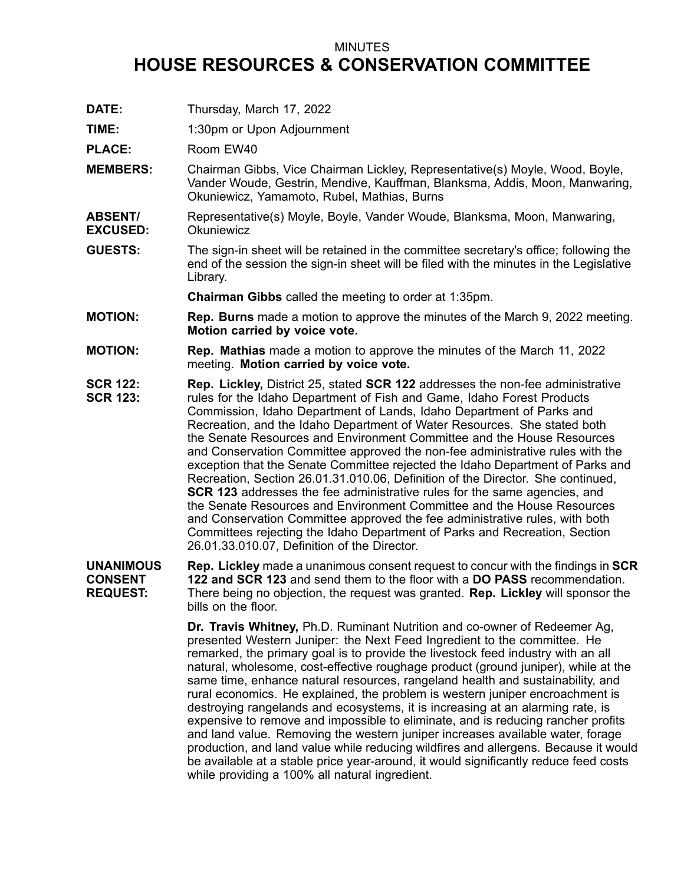MINUTES

# HOUSE RESOURCES & CONSERVATION COMMITTEE

**DATE:** Thursday, March 17, 2022

**TIME:** 1:30pm or Upon Adjournment

**PLACE:** Room EW40

**MEMBERS:** Chairman Gibbs, Vice Chairman Lickley, Representative(s) Moyle, Wood, Boyle, Vander Woude, Gestrin, Mendive, Kauffman, Blanksma, Addis, Moon, Manwaring, Okuniewicz, Yamamoto, Rubel, Mathias, Burns

**ABSENT/ EXCUSED:** Representative(s) Moyle, Boyle, Vander Woude, Blanksma, Moon, Manwaring, Okuniewicz

**GUESTS:** The sign-in sheet will be retained in the committee secretary's office; following the end of the session the sign-in sheet will be filed with the minutes in the Legislative Library.

**Chairman Gibbs** called the meeting to order at 1:35pm.

**MOTION:** **Rep. Burns** made a motion to approve the minutes of the March 9, 2022 meeting. **Motion carried by voice vote.**

**MOTION:** **Rep. Mathias** made a motion to approve the minutes of the March 11, 2022 meeting. **Motion carried by voice vote.**

**SCR 122: SCR 123:** **Rep. Lickley,** District 25, stated **SCR 122** addresses the non-fee administrative rules for the Idaho Department of Fish and Game, Idaho Forest Products Commission, Idaho Department of Lands, Idaho Department of Parks and Recreation, and the Idaho Department of Water Resources. She stated both the Senate Resources and Environment Committee and the House Resources and Conservation Committee approved the non-fee administrative rules with the exception that the Senate Committee rejected the Idaho Department of Parks and Recreation, Section 26.01.31.010.06, Definition of the Director. She continued, **SCR 123** addresses the fee administrative rules for the same agencies, and the Senate Resources and Environment Committee and the House Resources and Conservation Committee approved the fee administrative rules, with both Committees rejecting the Idaho Department of Parks and Recreation, Section 26.01.33.010.07, Definition of the Director.

**UNANIMOUS CONSENT REQUEST:** **Rep. Lickley** made a unanimous consent request to concur with the findings in **SCR 122 and SCR 123** and send them to the floor with a **DO PASS** recommendation. There being no objection, the request was granted. **Rep. Lickley** will sponsor the bills on the floor.

**Dr. Travis Whitney,** Ph.D. Ruminant Nutrition and co-owner of Redeemer Ag, presented Western Juniper: the Next Feed Ingredient to the committee. He remarked, the primary goal is to provide the livestock feed industry with an all natural, wholesome, cost-effective roughage product (ground juniper), while at the same time, enhance natural resources, rangeland health and sustainability, and rural economics. He explained, the problem is western juniper encroachment is destroying rangelands and ecosystems, it is increasing at an alarming rate, is expensive to remove and impossible to eliminate, and is reducing rancher profits and land value. Removing the western juniper increases available water, forage production, and land value while reducing wildfires and allergens. Because it would be available at a stable price year-around, it would significantly reduce feed costs while providing a 100% all natural ingredient.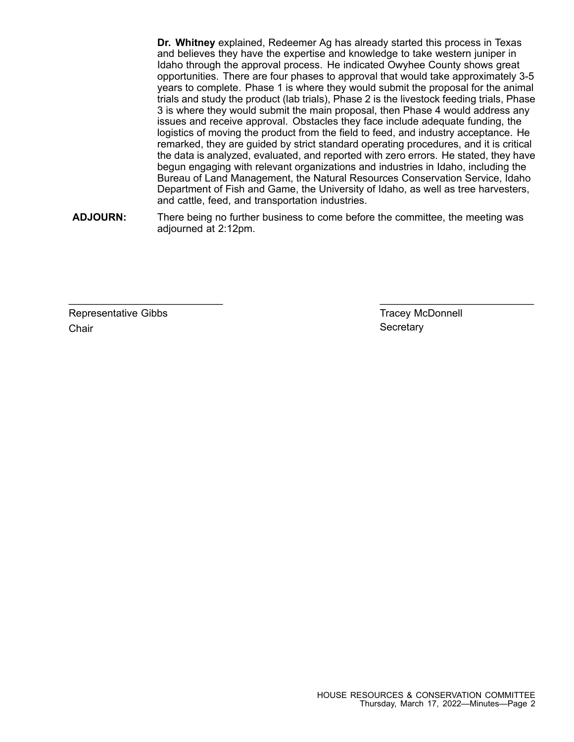**Dr. Whitney** explained, Redeemer Ag has already started this process in Texas and believes they have the expertise and knowledge to take western juniper in Idaho through the approval process. He indicated Owyhee County shows great opportunities. There are four phases to approval that would take approximately 3-5 years to complete. Phase 1 is where they would submit the proposal for the animal trials and study the product (lab trials), Phase 2 is the livestock feeding trials, Phase 3 is where they would submit the main proposal, then Phase 4 would address any issues and receive approval. Obstacles they face include adequate funding, the logistics of moving the product from the field to feed, and industry acceptance. He remarked, they are guided by strict standard operating procedures, and it is critical the data is analyzed, evaluated, and reported with zero errors. He stated, they have begun engaging with relevant organizations and industries in Idaho, including the Bureau of Land Management, the Natural Resources Conservation Service, Idaho Department of Fish and Game, the University of Idaho, as well as tree harvesters, and cattle, feed, and transportation industries.

**ADJOURN:** There being no further business to come before the committee, the meeting was adjourned at 2:12pm.

\_\_\_\_\_\_\_\_\_\_\_\_\_\_\_\_\_\_\_\_\_\_\_\_\_\_\_
Representative Gibbs
Chair

\_\_\_\_\_\_\_\_\_\_\_\_\_\_\_\_\_\_\_\_\_\_\_\_\_\_\_
Tracey McDonnell
Secretary